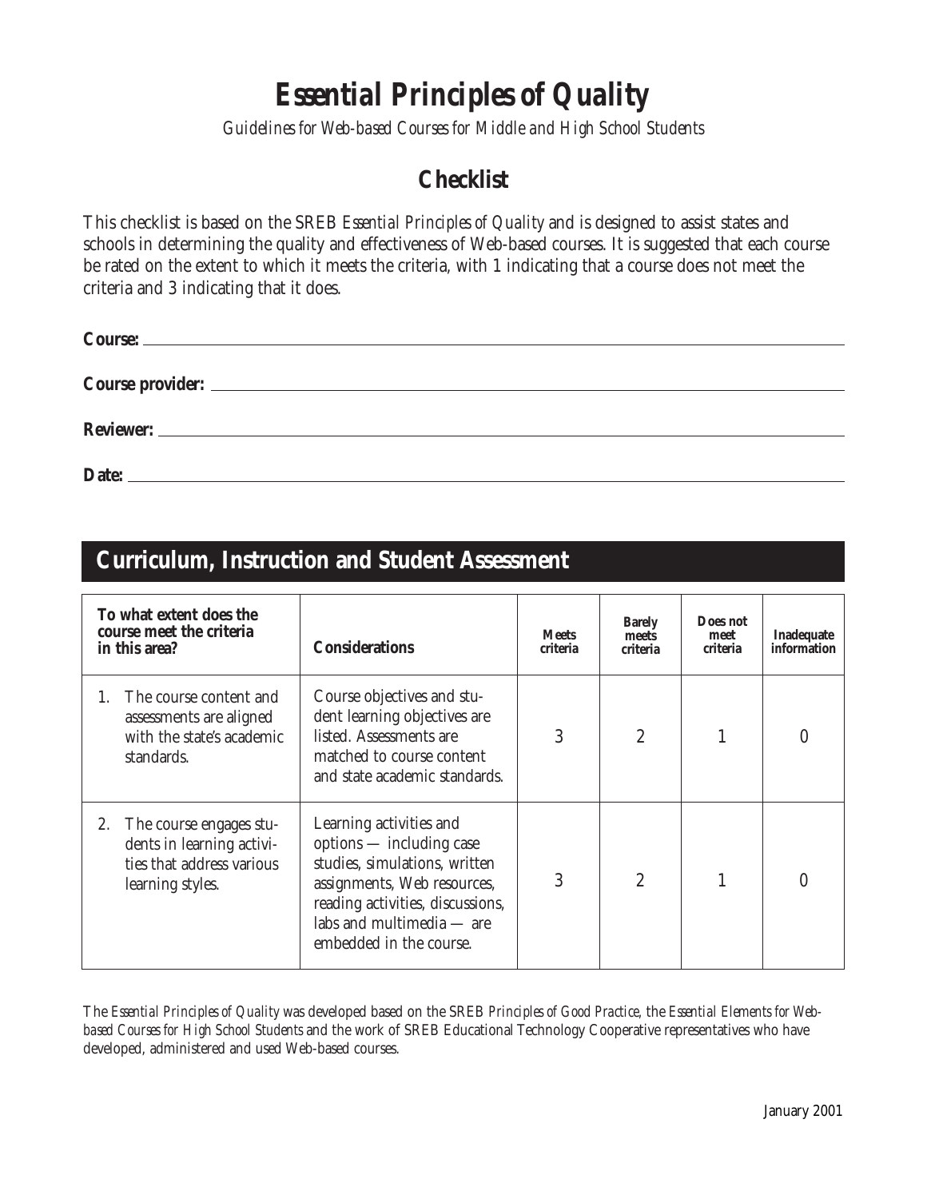# *Essential Principles of Quality*

*Guidelines for Web-based Courses for Middle and High School Students*

## Checklist

This checklist is based on the SREB *Essential Principles of Quality* and is designed to assist states and schools in determining the quality and effectiveness of Web-based courses. It is suggested that each course be rated on the extent to which it meets the criteria, with 1 indicating that a course does not meet the criteria and 3 indicating that it does.

**Course:** \_\_\_\_\_\_\_\_\_\_\_\_\_\_\_\_\_\_\_\_\_\_\_\_\_\_\_\_\_\_\_\_\_\_\_\_\_\_\_\_

**Course provider:** \_\_\_\_\_\_\_\_\_\_\_\_\_\_\_\_\_\_\_\_\_\_\_\_\_\_\_\_\_\_\_\_\_\_\_\_\_\_\_\_

**Reviewer:** \_\_\_\_\_\_\_\_\_\_\_\_\_\_\_\_\_\_\_\_\_\_\_\_\_\_\_\_\_\_\_\_\_\_\_\_\_\_\_\_

**Date:** \_\_\_\_\_\_\_\_\_\_\_\_\_\_\_\_\_\_\_\_\_\_\_\_\_\_\_\_\_\_\_\_\_\_\_\_\_\_\_\_

## Curriculum, Instruction and Student Assessment

| To what extent does the course meet the criteria in this area? | Considerations | Meets criteria | Barely meets criteria | Does not meet criteria | Inadequate information |
|---|---|---|---|---|---|
| 1. The course content and assessments are aligned with the state's academic standards. | Course objectives and student learning objectives are listed. Assessments are matched to course content and state academic standards. | 3 | 2 | 1 | 0 |
| 2. The course engages students in learning activities that address various learning styles. | Learning activities and options — including case studies, simulations, written assignments, Web resources, reading activities, discussions, labs and multimedia — are embedded in the course. | 3 | 2 | 1 | 0 |

The *Essential Principles of Quality* was developed based on the SREB *Principles of Good Practice*, the *Essential Elements for Web-based Courses for High School Students* and the work of SREB Educational Technology Cooperative representatives who have developed, administered and used Web-based courses.

January 2001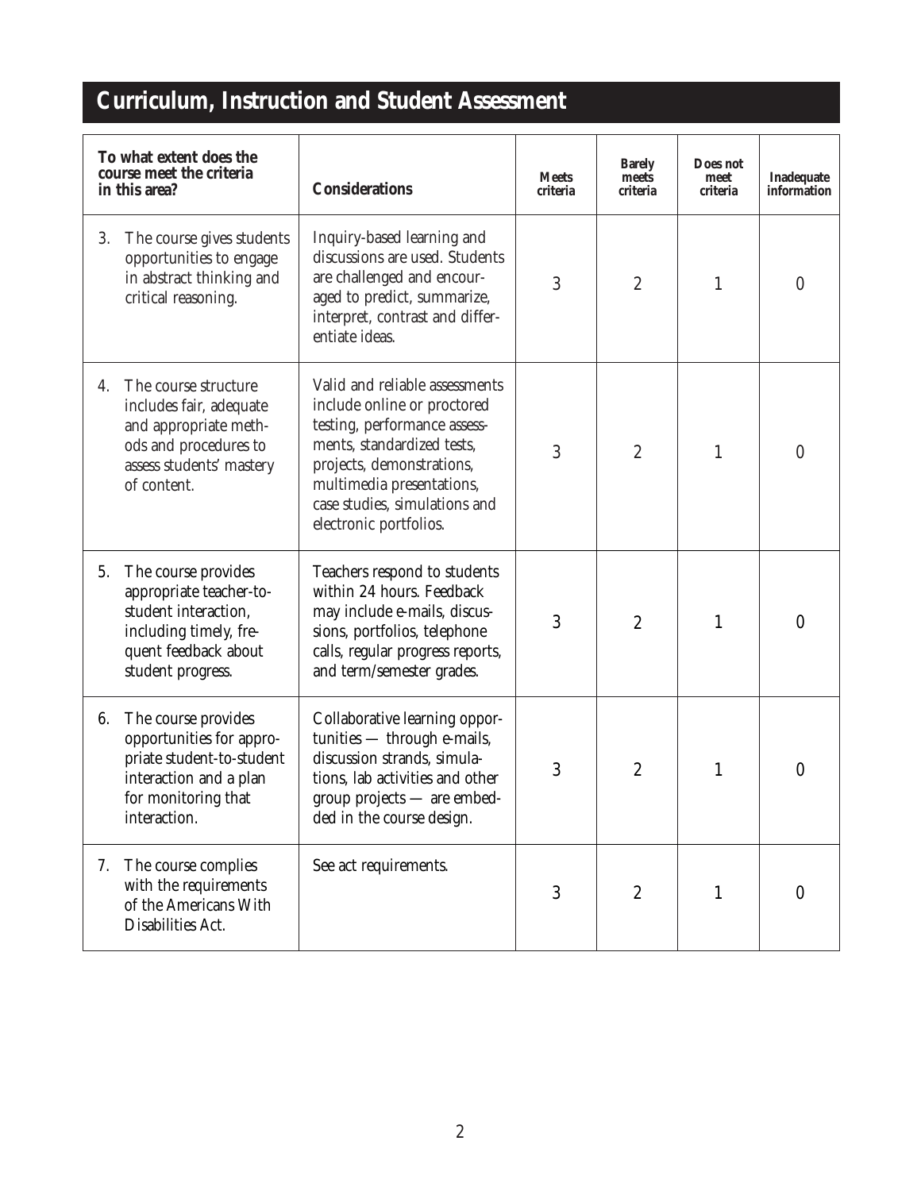## Curriculum, Instruction and Student Assessment

| To what extent does the course meet the criteria in this area? | Considerations | Meets criteria | Barely meets criteria | Does not meet criteria | Inadequate information |
|---|---|---|---|---|---|
| 3. The course gives students opportunities to engage in abstract thinking and critical reasoning. | Inquiry-based learning and discussions are used. Students are challenged and encouraged to predict, summarize, interpret, contrast and differentiate ideas. | 3 | 2 | 1 | 0 |
| 4. The course structure includes fair, adequate and appropriate methods and procedures to assess students' mastery of content. | Valid and reliable assessments include online or proctored testing, performance assessments, standardized tests, projects, demonstrations, multimedia presentations, case studies, simulations and electronic portfolios. | 3 | 2 | 1 | 0 |
| 5. The course provides appropriate teacher-to-student interaction, including timely, frequent feedback about student progress. | Teachers respond to students within 24 hours. Feedback may include e-mails, discussions, portfolios, telephone calls, regular progress reports, and term/semester grades. | 3 | 2 | 1 | 0 |
| 6. The course provides opportunities for appropriate student-to-student interaction and a plan for monitoring that interaction. | Collaborative learning opportunities — through e-mails, discussion strands, simulations, lab activities and other group projects — are embedded in the course design. | 3 | 2 | 1 | 0 |
| 7. The course complies with the requirements of the Americans With Disabilities Act. | See act requirements. | 3 | 2 | 1 | 0 |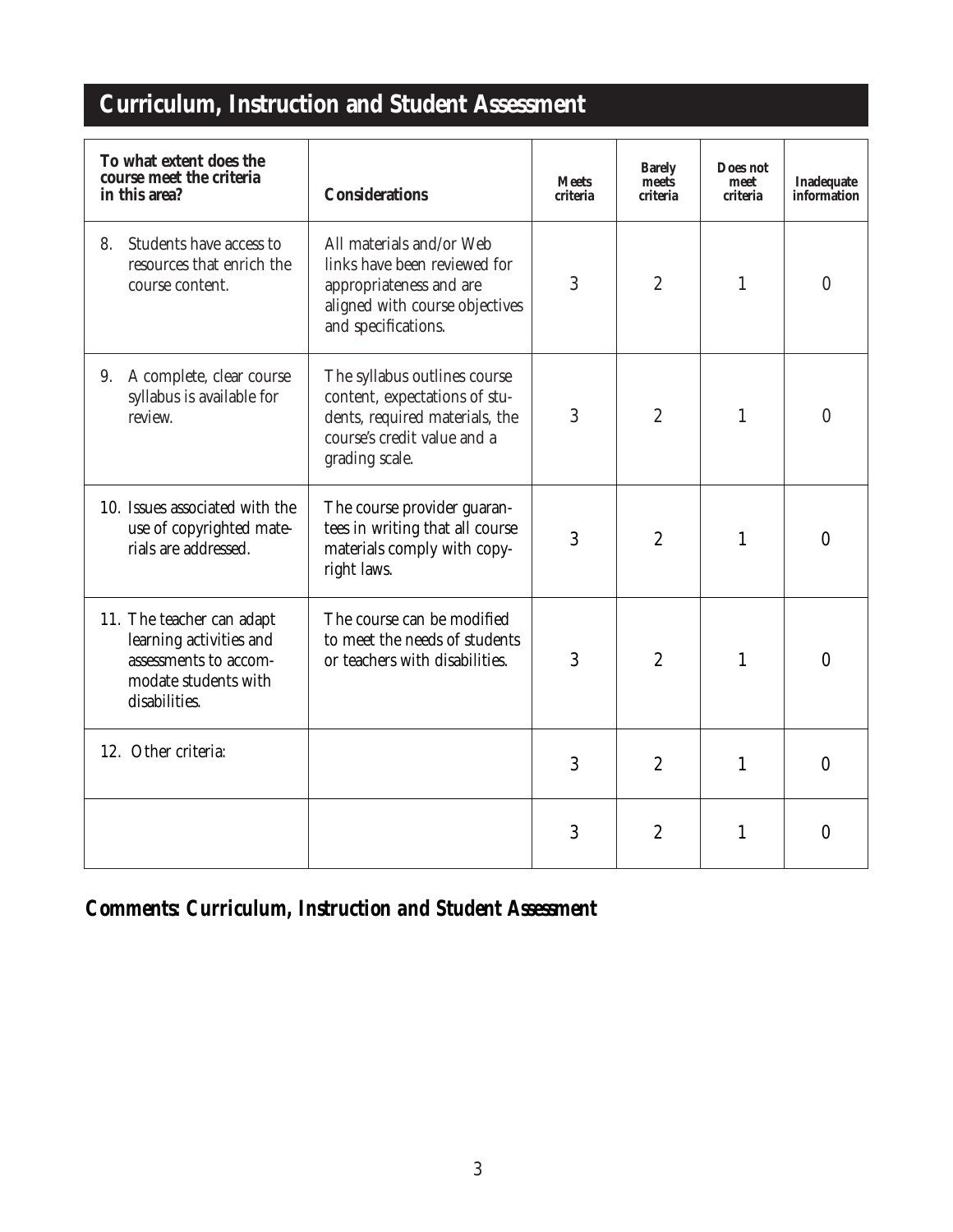## Curriculum, Instruction and Student Assessment

| To what extent does the course meet the criteria in this area? | Considerations | Meets criteria | Barely meets criteria | Does not meet criteria | Inadequate information |
| --- | --- | --- | --- | --- | --- |
| 8. Students have access to resources that enrich the course content. | All materials and/or Web links have been reviewed for appropriateness and are aligned with course objectives and specifications. | 3 | 2 | 1 | 0 |
| 9. A complete, clear course syllabus is available for review. | The syllabus outlines course content, expectations of students, required materials, the course's credit value and a grading scale. | 3 | 2 | 1 | 0 |
| 10. Issues associated with the use of copyrighted materials are addressed. | The course provider guarantees in writing that all course materials comply with copyright laws. | 3 | 2 | 1 | 0 |
| 11. The teacher can adapt learning activities and assessments to accommodate students with disabilities. | The course can be modified to meet the needs of students or teachers with disabilities. | 3 | 2 | 1 | 0 |
| 12. Other criteria: | | 3 | 2 | 1 | 0 |
| | | 3 | 2 | 1 | 0 |

***Comments: Curriculum, Instruction and Student Assessment***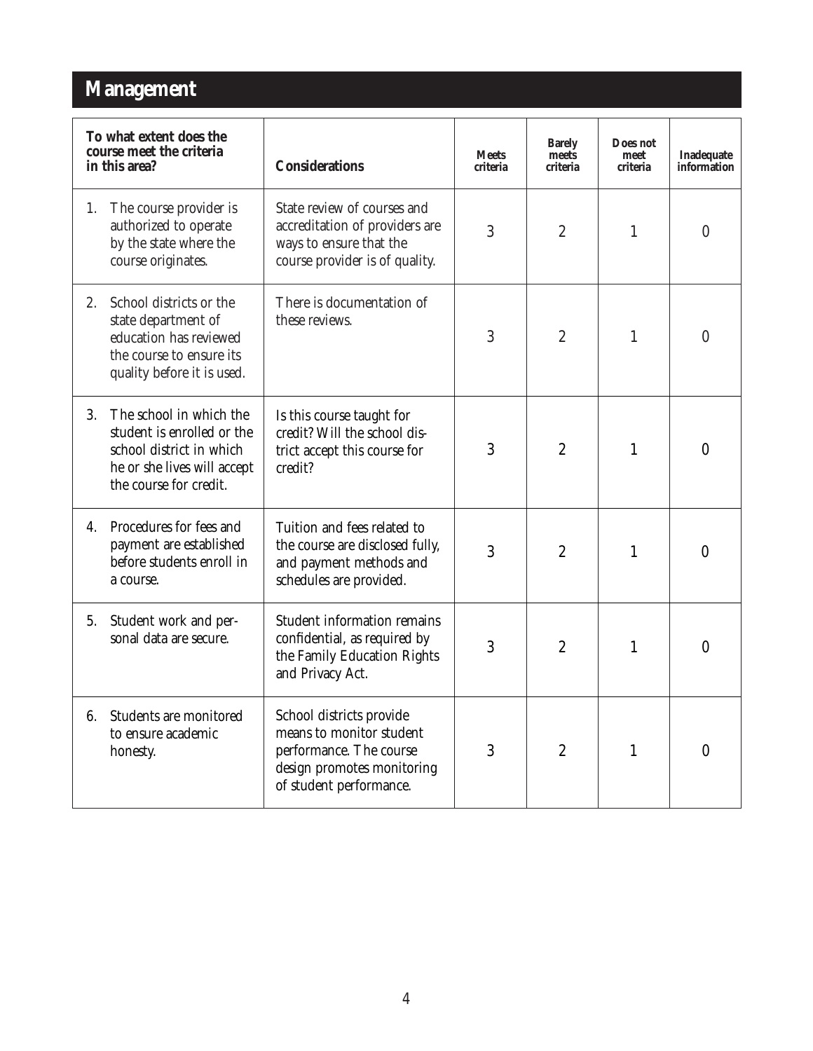## Management

| To what extent does the course meet the criteria in this area? | Considerations | Meets criteria | Barely meets criteria | Does not meet criteria | Inadequate information |
|---|---|---|---|---|---|
| 1. The course provider is authorized to operate by the state where the course originates. | State review of courses and accreditation of providers are ways to ensure that the course provider is of quality. | 3 | 2 | 1 | 0 |
| 2. School districts or the state department of education has reviewed the course to ensure its quality before it is used. | There is documentation of these reviews. | 3 | 2 | 1 | 0 |
| 3. The school in which the student is enrolled or the school district in which he or she lives will accept the course for credit. | Is this course taught for credit? Will the school district accept this course for credit? | 3 | 2 | 1 | 0 |
| 4. Procedures for fees and payment are established before students enroll in a course. | Tuition and fees related to the course are disclosed fully, and payment methods and schedules are provided. | 3 | 2 | 1 | 0 |
| 5. Student work and personal data are secure. | Student information remains confidential, as required by the Family Education Rights and Privacy Act. | 3 | 2 | 1 | 0 |
| 6. Students are monitored to ensure academic honesty. | School districts provide means to monitor student performance. The course design promotes monitoring of student performance. | 3 | 2 | 1 | 0 |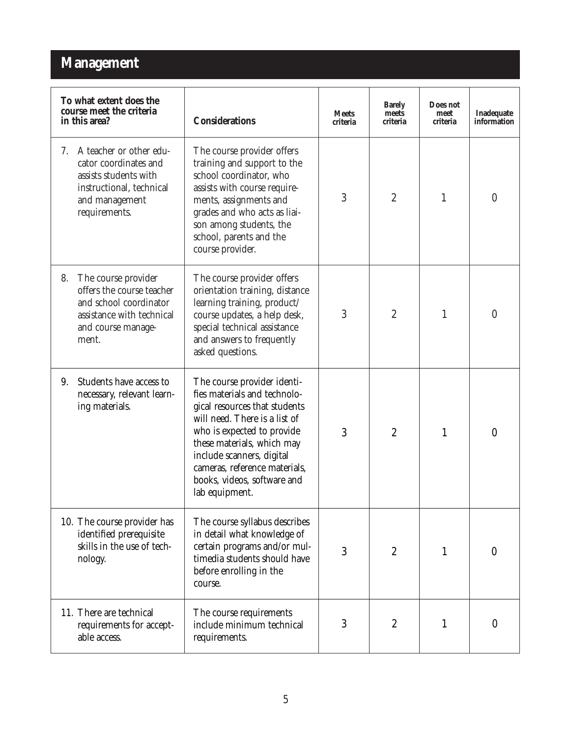# Management

| To what extent does the course meet the criteria in this area? | Considerations | Meets criteria | Barely meets criteria | Does not meet criteria | Inadequate information |
|---|---|---|---|---|---|
| 7. A teacher or other educator coordinates and assists students with instructional, technical and management requirements. | The course provider offers training and support to the school coordinator, who assists with course requirements, assignments and grades and who acts as liaison among students, the school, parents and the course provider. | 3 | 2 | 1 | 0 |
| 8. The course provider offers the course teacher and school coordinator assistance with technical and course management. | The course provider offers orientation training, distance learning training, product/course updates, a help desk, special technical assistance and answers to frequently asked questions. | 3 | 2 | 1 | 0 |
| 9. Students have access to necessary, relevant learning materials. | The course provider identifies materials and technological resources that students will need. There is a list of who is expected to provide these materials, which may include scanners, digital cameras, reference materials, books, videos, software and lab equipment. | 3 | 2 | 1 | 0 |
| 10. The course provider has identified prerequisite skills in the use of technology. | The course syllabus describes in detail what knowledge of certain programs and/or multimedia students should have before enrolling in the course. | 3 | 2 | 1 | 0 |
| 11. There are technical requirements for acceptable access. | The course requirements include minimum technical requirements. | 3 | 2 | 1 | 0 |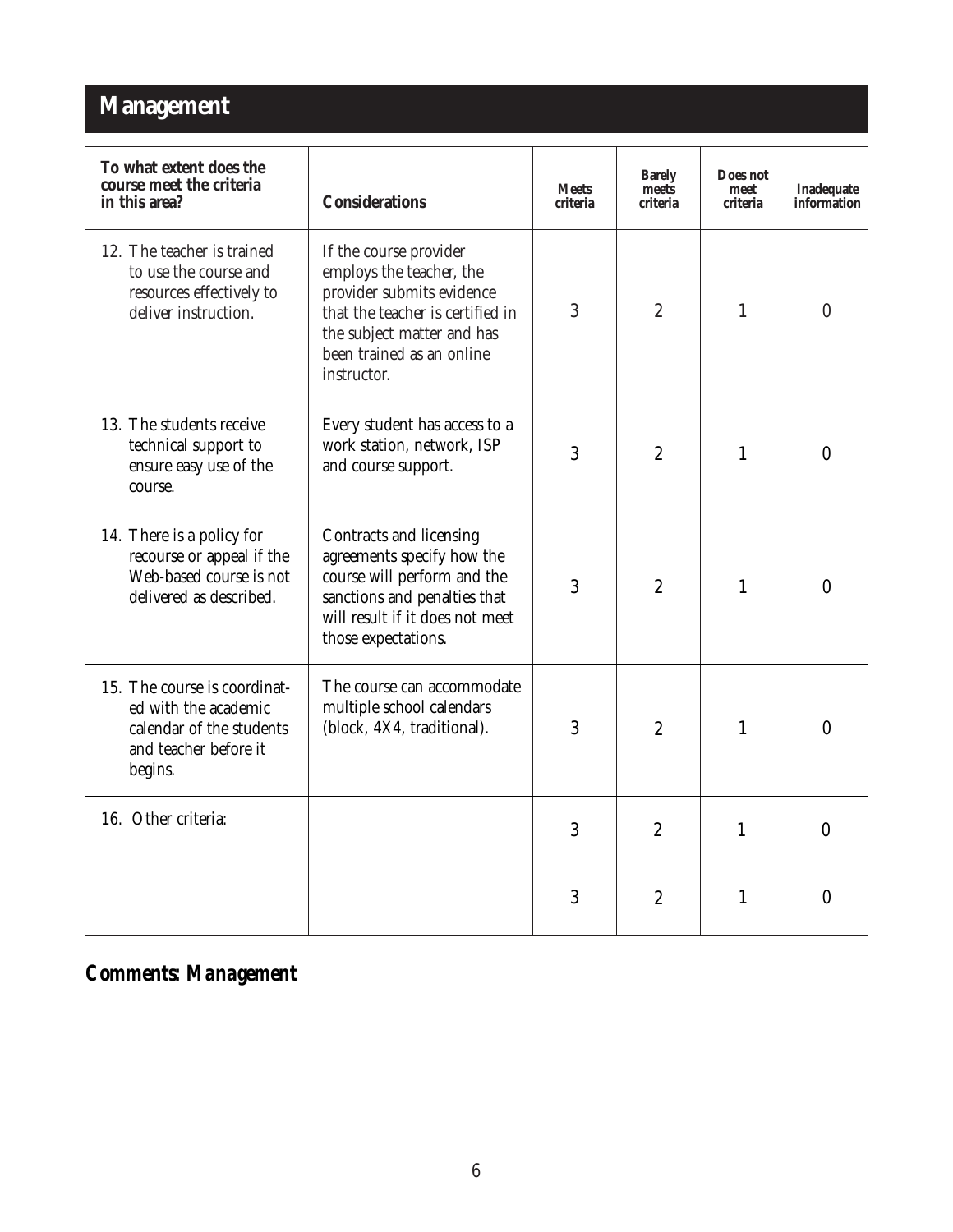## Management

| To what extent does the course meet the criteria in this area? | Considerations | Meets criteria | Barely meets criteria | Does not meet criteria | Inadequate information |
|---|---|---|---|---|---|
| 12. The teacher is trained to use the course and resources effectively to deliver instruction. | If the course provider employs the teacher, the provider submits evidence that the teacher is certified in the subject matter and has been trained as an online instructor. | 3 | 2 | 1 | 0 |
| 13. The students receive technical support to ensure easy use of the course. | Every student has access to a work station, network, ISP and course support. | 3 | 2 | 1 | 0 |
| 14. There is a policy for recourse or appeal if the Web-based course is not delivered as described. | Contracts and licensing agreements specify how the course will perform and the sanctions and penalties that will result if it does not meet those expectations. | 3 | 2 | 1 | 0 |
| 15. The course is coordinated with the academic calendar of the students and teacher before it begins. | The course can accommodate multiple school calendars (block, 4X4, traditional). | 3 | 2 | 1 | 0 |
| 16. Other criteria: | | 3 | 2 | 1 | 0 |
| | | 3 | 2 | 1 | 0 |

### *Comments: Management*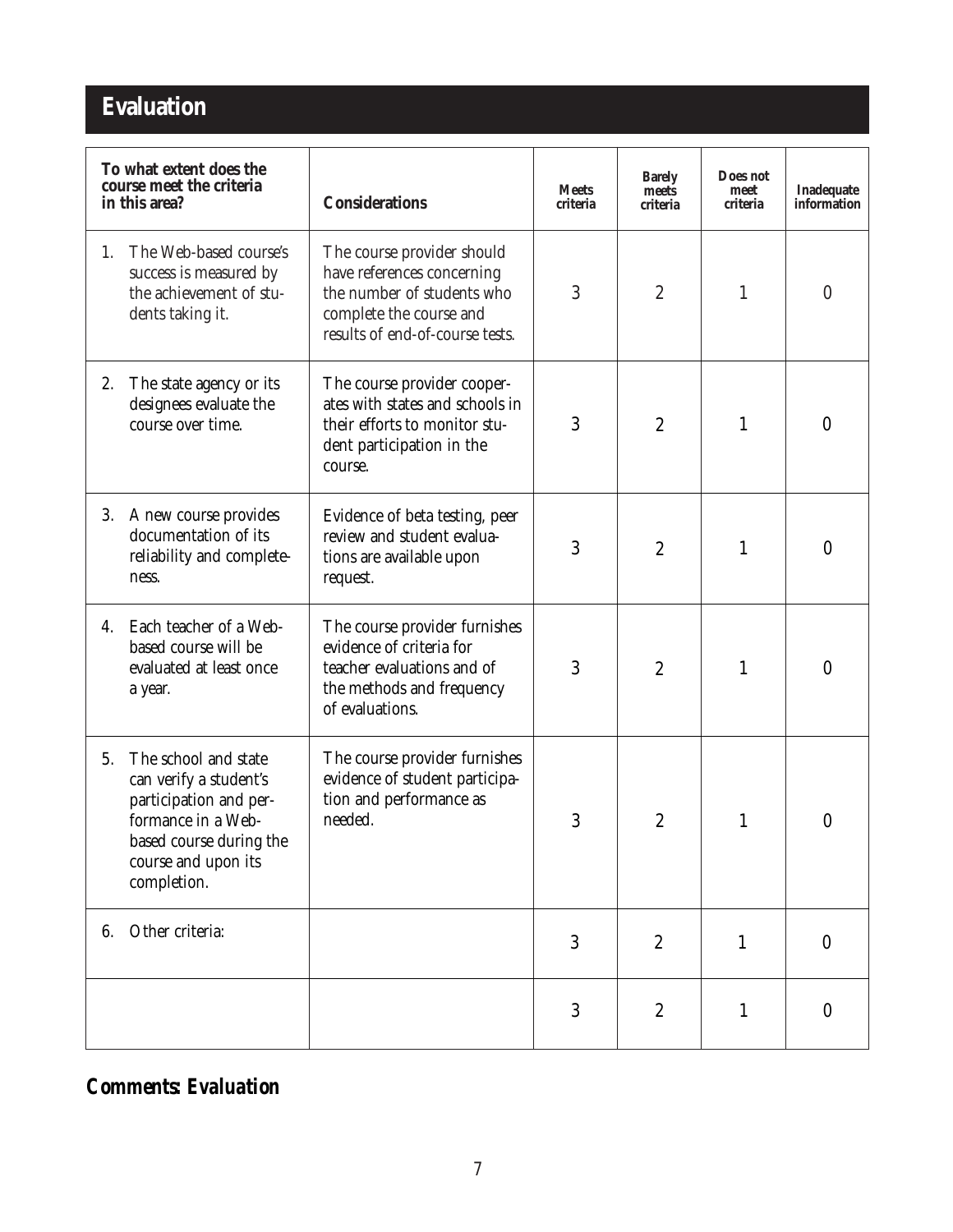# Evaluation

| To what extent does the course meet the criteria in this area? | Considerations | Meets criteria | Barely meets criteria | Does not meet criteria | Inadequate information |
|---|---|---|---|---|---|
| 1. The Web-based course's success is measured by the achievement of students taking it. | The course provider should have references concerning the number of students who complete the course and results of end-of-course tests. | 3 | 2 | 1 | 0 |
| 2. The state agency or its designees evaluate the course over time. | The course provider cooperates with states and schools in their efforts to monitor student participation in the course. | 3 | 2 | 1 | 0 |
| 3. A new course provides documentation of its reliability and completeness. | Evidence of beta testing, peer review and student evaluations are available upon request. | 3 | 2 | 1 | 0 |
| 4. Each teacher of a Web-based course will be evaluated at least once a year. | The course provider furnishes evidence of criteria for teacher evaluations and of the methods and frequency of evaluations. | 3 | 2 | 1 | 0 |
| 5. The school and state can verify a student's participation and performance in a Web-based course during the course and upon its completion. | The course provider furnishes evidence of student participation and performance as needed. | 3 | 2 | 1 | 0 |
| 6. Other criteria: | | 3 | 2 | 1 | 0 |
| | | 3 | 2 | 1 | 0 |

## *Comments: Evaluation*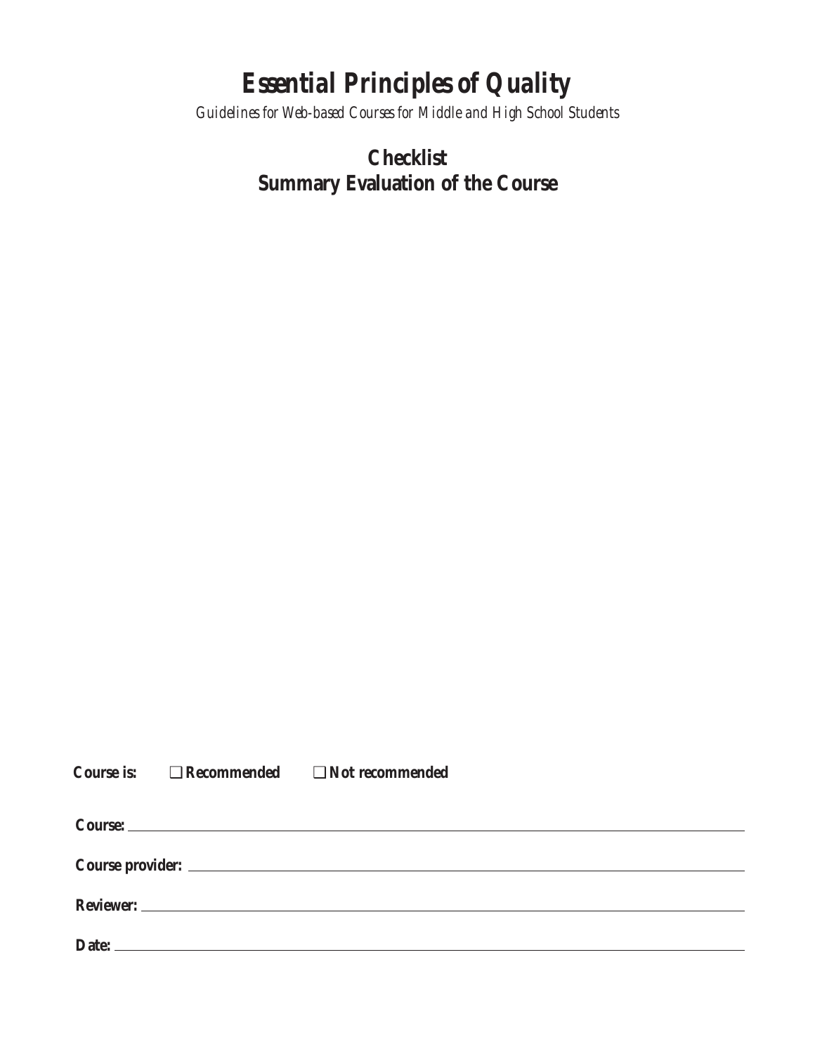# *Essential Principles of Quality*

*Guidelines for Web-based Courses for Middle and High School Students*

## Checklist
## Summary Evaluation of the Course

**Course is:** ❑ **Recommended** ❑ **Not recommended**

**Course:** ______________________________

**Course provider:** ______________________________

**Reviewer:** ______________________________

**Date:** ______________________________